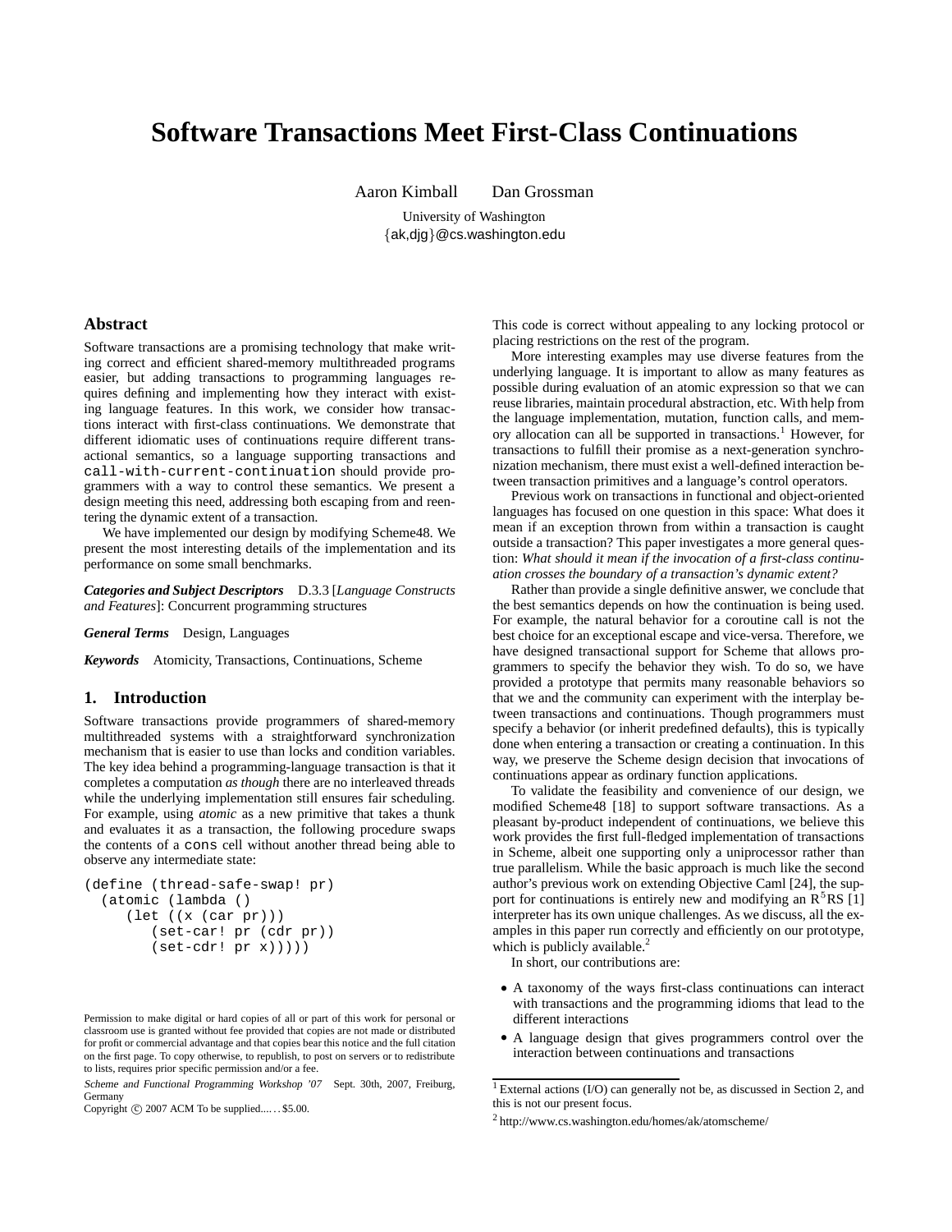# Software Transactions Meet First-Class Continuations

Aaron Kimball    Dan Grossman

University of Washington
{ak,djg}@cs.washington.edu

## Abstract

Software transactions are a promising technology that make writing correct and efficient shared-memory multithreaded programs easier, but adding transactions to programming languages requires defining and implementing how they interact with existing language features. In this work, we consider how transactions interact with first-class continuations. We demonstrate that different idiomatic uses of continuations require different transactional semantics, so a language supporting transactions and `call-with-current-continuation` should provide programmers with a way to control these semantics. We present a design meeting this need, addressing both escaping from and reentering the dynamic extent of a transaction.

We have implemented our design by modifying Scheme48. We present the most interesting details of the implementation and its performance on some small benchmarks.

***Categories and Subject Descriptors*** D.3.3 [*Language Constructs and Features*]: Concurrent programming structures

***General Terms*** Design, Languages

***Keywords*** Atomicity, Transactions, Continuations, Scheme

## 1. Introduction

Software transactions provide programmers of shared-memory multithreaded systems with a straightforward synchronization mechanism that is easier to use than locks and condition variables. The key idea behind a programming-language transaction is that it completes a computation *as though* there are no interleaved threads while the underlying implementation still ensures fair scheduling. For example, using *atomic* as a new primitive that takes a thunk and evaluates it as a transaction, the following procedure swaps the contents of a `cons` cell without another thread being able to observe any intermediate state:

```
(define (thread-safe-swap! pr)
  (atomic (lambda ()
     (let ((x (car pr)))
        (set-car! pr (cdr pr))
        (set-cdr! pr x)))))
```

This code is correct without appealing to any locking protocol or placing restrictions on the rest of the program.

More interesting examples may use diverse features from the underlying language. It is important to allow as many features as possible during evaluation of an atomic expression so that we can reuse libraries, maintain procedural abstraction, etc. With help from the language implementation, mutation, function calls, and memory allocation can all be supported in transactions.[1] However, for transactions to fulfill their promise as a next-generation synchronization mechanism, there must exist a well-defined interaction between transaction primitives and a language's control operators.

Previous work on transactions in functional and object-oriented languages has focused on one question in this space: What does it mean if an exception thrown from within a transaction is caught outside a transaction? This paper investigates a more general question: *What should it mean if the invocation of a first-class continuation crosses the boundary of a transaction's dynamic extent?*

Rather than provide a single definitive answer, we conclude that the best semantics depends on how the continuation is being used. For example, the natural behavior for a coroutine call is not the best choice for an exceptional escape and vice-versa. Therefore, we have designed transactional support for Scheme that allows programmers to specify the behavior they wish. To do so, we have provided a prototype that permits many reasonable behaviors so that we and the community can experiment with the interplay between transactions and continuations. Though programmers must specify a behavior (or inherit predefined defaults), this is typically done when entering a transaction or creating a continuation. In this way, we preserve the Scheme design decision that invocations of continuations appear as ordinary function applications.

To validate the feasibility and convenience of our design, we modified Scheme48 [18] to support software transactions. As a pleasant by-product independent of continuations, we believe this work provides the first full-fledged implementation of transactions in Scheme, albeit one supporting only a uniprocessor rather than true parallelism. While the basic approach is much like the second author's previous work on extending Objective Caml [24], the support for continuations is entirely new and modifying an $R^5$RS [1] interpreter has its own unique challenges. As we discuss, all the examples in this paper run correctly and efficiently on our prototype, which is publicly available.[2]

In short, our contributions are:

- A taxonomy of the ways first-class continuations can interact with transactions and the programming idioms that lead to the different interactions
- A language design that gives programmers control over the interaction between continuations and transactions

Permission to make digital or hard copies of all or part of this work for personal or classroom use is granted without fee provided that copies are not made or distributed for profit or commercial advantage and that copies bear this notice and the full citation on the first page. To copy otherwise, to republish, to post on servers or to redistribute to lists, requires prior specific permission and/or a fee.

*Scheme and Functional Programming Workshop '07* Sept. 30th, 2007, Freiburg, Germany

Copyright © 2007 ACM To be supplied.... . . $5.00.

[1] External actions (I/O) can generally not be, as discussed in Section 2, and this is not our present focus.

[2] http://www.cs.washington.edu/homes/ak/atomscheme/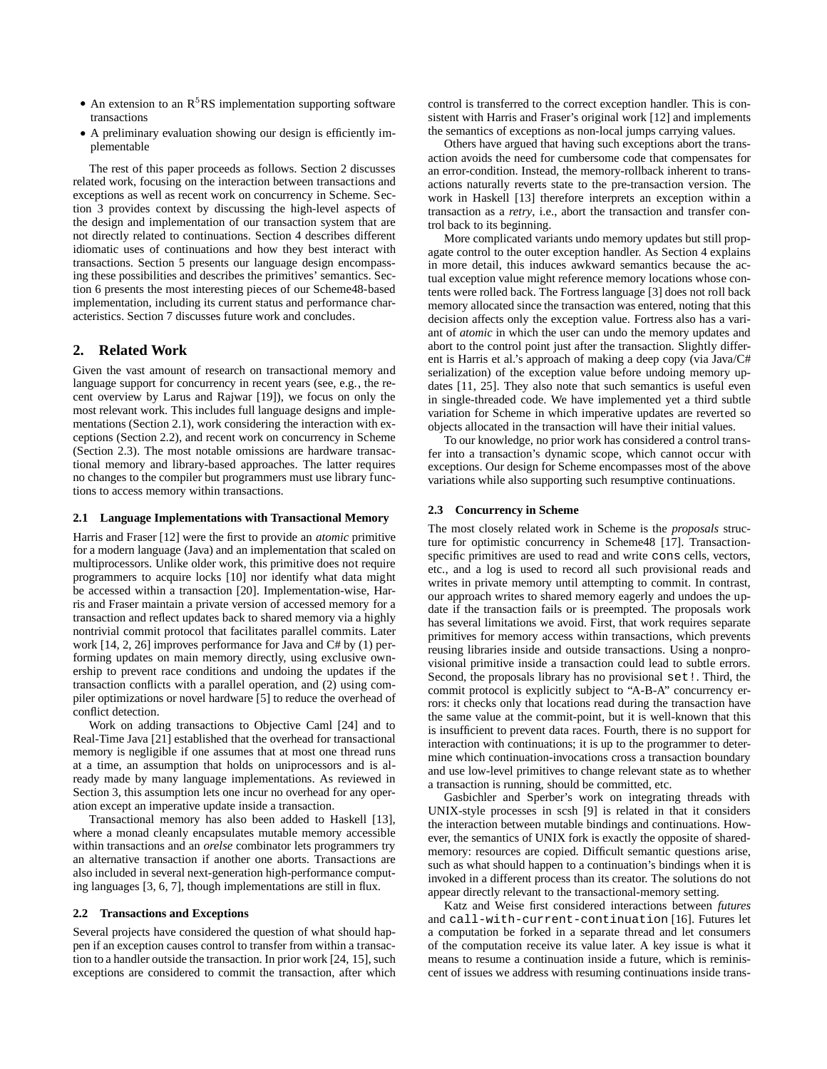- An extension to an $R^5RS$ implementation supporting software transactions
- A preliminary evaluation showing our design is efficiently implementable

The rest of this paper proceeds as follows. Section 2 discusses related work, focusing on the interaction between transactions and exceptions as well as recent work on concurrency in Scheme. Section 3 provides context by discussing the high-level aspects of the design and implementation of our transaction system that are not directly related to continuations. Section 4 describes different idiomatic uses of continuations and how they best interact with transactions. Section 5 presents our language design encompassing these possibilities and describes the primitives' semantics. Section 6 presents the most interesting pieces of our Scheme48-based implementation, including its current status and performance characteristics. Section 7 discusses future work and concludes.

## 2. Related Work

Given the vast amount of research on transactional memory and language support for concurrency in recent years (see, e.g., the recent overview by Larus and Rajwar [19]), we focus on only the most relevant work. This includes full language designs and implementations (Section 2.1), work considering the interaction with exceptions (Section 2.2), and recent work on concurrency in Scheme (Section 2.3). The most notable omissions are hardware transactional memory and library-based approaches. The latter requires no changes to the compiler but programmers must use library functions to access memory within transactions.

### 2.1 Language Implementations with Transactional Memory

Harris and Fraser [12] were the first to provide an *atomic* primitive for a modern language (Java) and an implementation that scaled on multiprocessors. Unlike older work, this primitive does not require programmers to acquire locks [10] nor identify what data might be accessed within a transaction [20]. Implementation-wise, Harris and Fraser maintain a private version of accessed memory for a transaction and reflect updates back to shared memory via a highly nontrivial commit protocol that facilitates parallel commits. Later work [14, 2, 26] improves performance for Java and C# by (1) performing updates on main memory directly, using exclusive ownership to prevent race conditions and undoing the updates if the transaction conflicts with a parallel operation, and (2) using compiler optimizations or novel hardware [5] to reduce the overhead of conflict detection.

Work on adding transactions to Objective Caml [24] and to Real-Time Java [21] established that the overhead for transactional memory is negligible if one assumes that at most one thread runs at a time, an assumption that holds on uniprocessors and is already made by many language implementations. As reviewed in Section 3, this assumption lets one incur no overhead for any operation except an imperative update inside a transaction.

Transactional memory has also been added to Haskell [13], where a monad cleanly encapsulates mutable memory accessible within transactions and an *orelse* combinator lets programmers try an alternative transaction if another one aborts. Transactions are also included in several next-generation high-performance computing languages [3, 6, 7], though implementations are still in flux.

### 2.2 Transactions and Exceptions

Several projects have considered the question of what should happen if an exception causes control to transfer from within a transaction to a handler outside the transaction. In prior work [24, 15], such exceptions are considered to commit the transaction, after which control is transferred to the correct exception handler. This is consistent with Harris and Fraser's original work [12] and implements the semantics of exceptions as non-local jumps carrying values.

Others have argued that having such exceptions abort the transaction avoids the need for cumbersome code that compensates for an error-condition. Instead, the memory-rollback inherent to transactions naturally reverts state to the pre-transaction version. The work in Haskell [13] therefore interprets an exception within a transaction as a *retry*, i.e., abort the transaction and transfer control back to its beginning.

More complicated variants undo memory updates but still propagate control to the outer exception handler. As Section 4 explains in more detail, this induces awkward semantics because the actual exception value might reference memory locations whose contents were rolled back. The Fortress language [3] does not roll back memory allocated since the transaction was entered, noting that this decision affects only the exception value. Fortress also has a variant of *atomic* in which the user can undo the memory updates and abort to the control point just after the transaction. Slightly different is Harris et al.'s approach of making a deep copy (via Java/C# serialization) of the exception value before undoing memory updates [11, 25]. They also note that such semantics is useful even in single-threaded code. We have implemented yet a third subtle variation for Scheme in which imperative updates are reverted so objects allocated in the transaction will have their initial values.

To our knowledge, no prior work has considered a control transfer into a transaction's dynamic scope, which cannot occur with exceptions. Our design for Scheme encompasses most of the above variations while also supporting such resumptive continuations.

### 2.3 Concurrency in Scheme

The most closely related work in Scheme is the *proposals* structure for optimistic concurrency in Scheme48 [17]. Transaction-specific primitives are used to read and write `cons` cells, vectors, etc., and a log is used to record all such provisional reads and writes in private memory until attempting to commit. In contrast, our approach writes to shared memory eagerly and undoes the update if the transaction fails or is preempted. The proposals work has several limitations we avoid. First, that work requires separate primitives for memory access within transactions, which prevents reusing libraries inside and outside transactions. Using a nonprovisional primitive inside a transaction could lead to subtle errors. Second, the proposals library has no provisional `set!`. Third, the commit protocol is explicitly subject to "A-B-A" concurrency errors: it checks only that locations read during the transaction have the same value at the commit-point, but it is well-known that this is insufficient to prevent data races. Fourth, there is no support for interaction with continuations; it is up to the programmer to determine which continuation-invocations cross a transaction boundary and use low-level primitives to change relevant state as to whether a transaction is running, should be committed, etc.

Gasbichler and Sperber's work on integrating threads with UNIX-style processes in scsh [9] is related in that it considers the interaction between mutable bindings and continuations. However, the semantics of UNIX fork is exactly the opposite of shared-memory: resources are copied. Difficult semantic questions arise, such as what should happen to a continuation's bindings when it is invoked in a different process than its creator. The solutions do not appear directly relevant to the transactional-memory setting.

Katz and Weise first considered interactions between *futures* and `call-with-current-continuation` [16]. Futures let a computation be forked in a separate thread and let consumers of the computation receive its value later. A key issue is what it means to resume a continuation inside a future, which is reminiscent of issues we address with resuming continuations inside trans-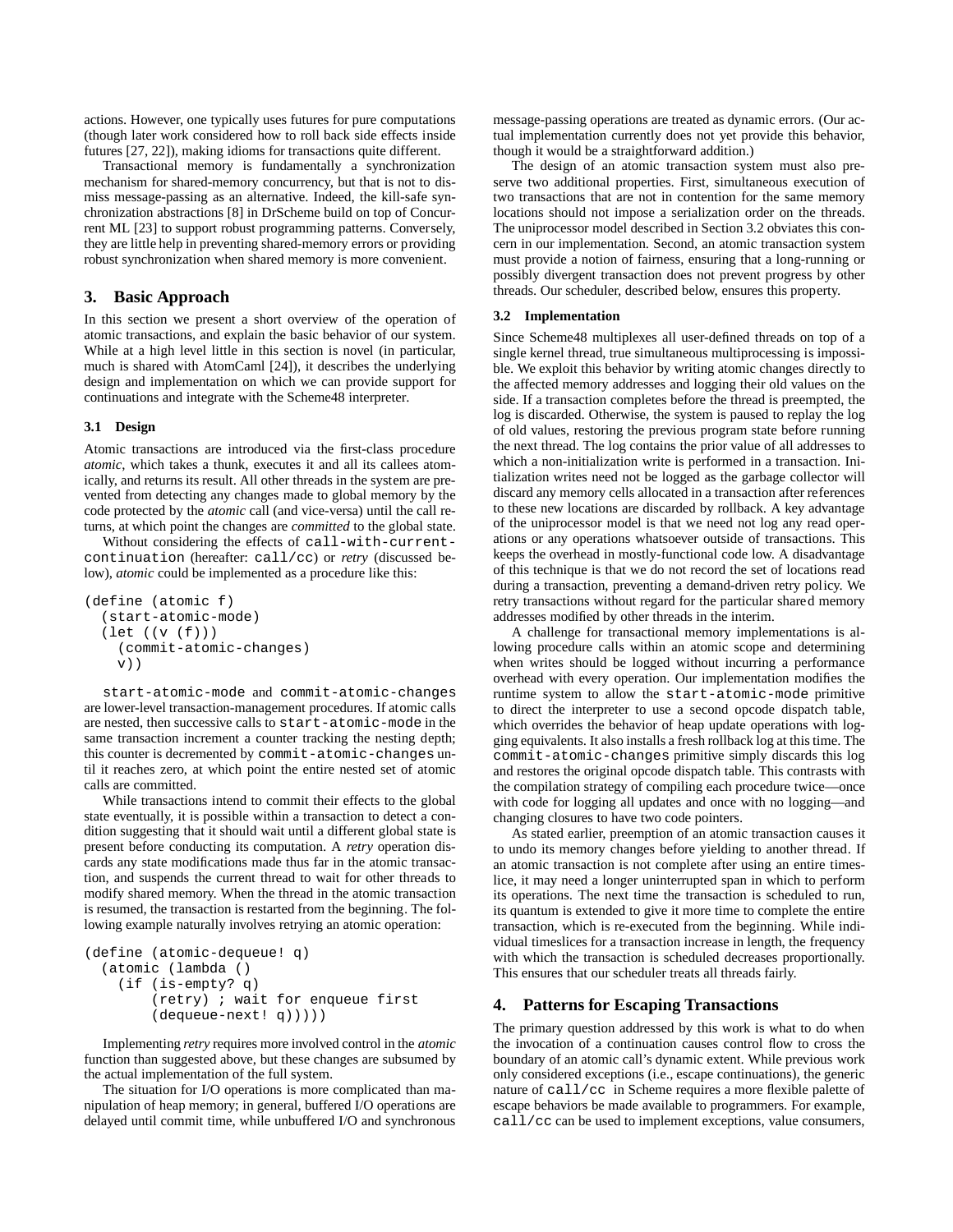actions. However, one typically uses futures for pure computations (though later work considered how to roll back side effects inside futures [27, 22]), making idioms for transactions quite different.

Transactional memory is fundamentally a synchronization mechanism for shared-memory concurrency, but that is not to dismiss message-passing as an alternative. Indeed, the kill-safe synchronization abstractions [8] in DrScheme build on top of Concurrent ML [23] to support robust programming patterns. Conversely, they are little help in preventing shared-memory errors or providing robust synchronization when shared memory is more convenient.

## 3. Basic Approach

In this section we present a short overview of the operation of atomic transactions, and explain the basic behavior of our system. While at a high level little in this section is novel (in particular, much is shared with AtomCaml [24]), it describes the underlying design and implementation on which we can provide support for continuations and integrate with the Scheme48 interpreter.

### 3.1 Design

Atomic transactions are introduced via the first-class procedure *atomic*, which takes a thunk, executes it and all its callees atomically, and returns its result. All other threads in the system are prevented from detecting any changes made to global memory by the code protected by the *atomic* call (and vice-versa) until the call returns, at which point the changes are *committed* to the global state.

Without considering the effects of `call-with-current-continuation` (hereafter: `call/cc`) or *retry* (discussed below), *atomic* could be implemented as a procedure like this:

```
(define (atomic f)
  (start-atomic-mode)
  (let ((v (f)))
    (commit-atomic-changes)
    v))
```

`start-atomic-mode` and `commit-atomic-changes` are lower-level transaction-management procedures. If atomic calls are nested, then successive calls to `start-atomic-mode` in the same transaction increment a counter tracking the nesting depth; this counter is decremented by `commit-atomic-changes` until it reaches zero, at which point the entire nested set of atomic calls are committed.

While transactions intend to commit their effects to the global state eventually, it is possible within a transaction to detect a condition suggesting that it should wait until a different global state is present before conducting its computation. A *retry* operation discards any state modifications made thus far in the atomic transaction, and suspends the current thread to wait for other threads to modify shared memory. When the thread in the atomic transaction is resumed, the transaction is restarted from the beginning. The following example naturally involves retrying an atomic operation:

```
(define (atomic-dequeue! q)
  (atomic (lambda ()
    (if (is-empty? q)
        (retry) ; wait for enqueue first
        (dequeue-next! q)))))
```

Implementing *retry* requires more involved control in the *atomic* function than suggested above, but these changes are subsumed by the actual implementation of the full system.

The situation for I/O operations is more complicated than manipulation of heap memory; in general, buffered I/O operations are delayed until commit time, while unbuffered I/O and synchronous message-passing operations are treated as dynamic errors. (Our actual implementation currently does not yet provide this behavior, though it would be a straightforward addition.)

The design of an atomic transaction system must also preserve two additional properties. First, simultaneous execution of two transactions that are not in contention for the same memory locations should not impose a serialization order on the threads. The uniprocessor model described in Section 3.2 obviates this concern in our implementation. Second, an atomic transaction system must provide a notion of fairness, ensuring that a long-running or possibly divergent transaction does not prevent progress by other threads. Our scheduler, described below, ensures this property.

### 3.2 Implementation

Since Scheme48 multiplexes all user-defined threads on top of a single kernel thread, true simultaneous multiprocessing is impossible. We exploit this behavior by writing atomic changes directly to the affected memory addresses and logging their old values on the side. If a transaction completes before the thread is preempted, the log is discarded. Otherwise, the system is paused to replay the log of old values, restoring the previous program state before running the next thread. The log contains the prior value of all addresses to which a non-initialization write is performed in a transaction. Initialization writes need not be logged as the garbage collector will discard any memory cells allocated in a transaction after references to these new locations are discarded by rollback. A key advantage of the uniprocessor model is that we need not log any read operations or any operations whatsoever outside of transactions. This keeps the overhead in mostly-functional code low. A disadvantage of this technique is that we do not record the set of locations read during a transaction, preventing a demand-driven retry policy. We retry transactions without regard for the particular shared memory addresses modified by other threads in the interim.

A challenge for transactional memory implementations is allowing procedure calls within an atomic scope and determining when writes should be logged without incurring a performance overhead with every operation. Our implementation modifies the runtime system to allow the `start-atomic-mode` primitive to direct the interpreter to use a second opcode dispatch table, which overrides the behavior of heap update operations with logging equivalents. It also installs a fresh rollback log at this time. The `commit-atomic-changes` primitive simply discards this log and restores the original opcode dispatch table. This contrasts with the compilation strategy of compiling each procedure twice—once with code for logging all updates and once with no logging—and changing closures to have two code pointers.

As stated earlier, preemption of an atomic transaction causes it to undo its memory changes before yielding to another thread. If an atomic transaction is not complete after using an entire timeslice, it may need a longer uninterrupted span in which to perform its operations. The next time the transaction is scheduled to run, its quantum is extended to give it more time to complete the entire transaction, which is re-executed from the beginning. While individual timeslices for a transaction increase in length, the frequency with which the transaction is scheduled decreases proportionally. This ensures that our scheduler treats all threads fairly.

## 4. Patterns for Escaping Transactions

The primary question addressed by this work is what to do when the invocation of a continuation causes control flow to cross the boundary of an atomic call's dynamic extent. While previous work only considered exceptions (i.e., escape continuations), the generic nature of `call/cc` in Scheme requires a more flexible palette of escape behaviors be made available to programmers. For example, `call/cc` can be used to implement exceptions, value consumers,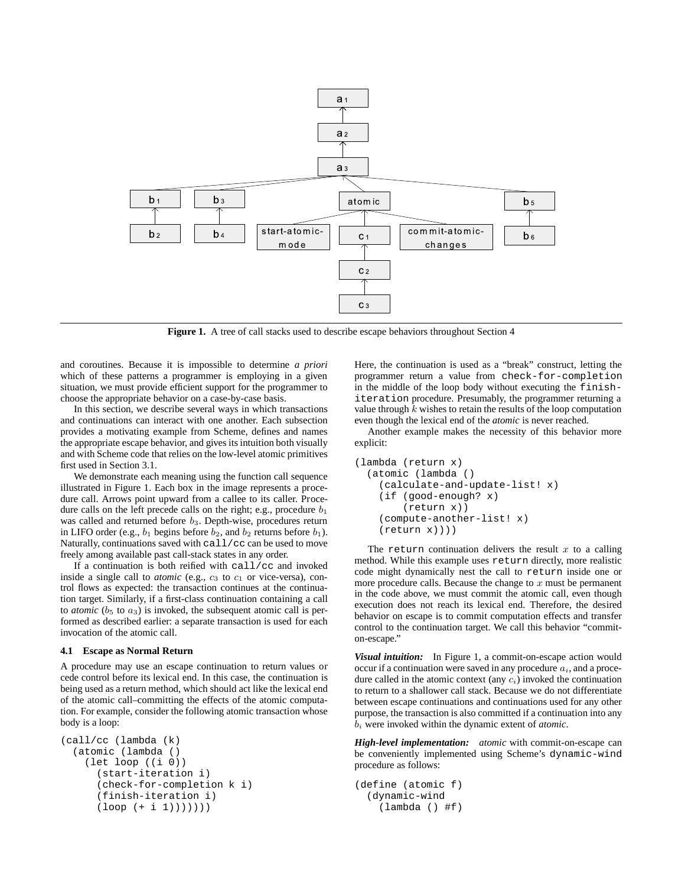**Figure 1.** A tree of call stacks used to describe escape behaviors throughout Section 4

and coroutines. Because it is impossible to determine *a priori* which of these patterns a programmer is employing in a given situation, we must provide efficient support for the programmer to choose the appropriate behavior on a case-by-case basis.

In this section, we describe several ways in which transactions and continuations can interact with one another. Each subsection provides a motivating example from Scheme, defines and names the appropriate escape behavior, and gives its intuition both visually and with Scheme code that relies on the low-level atomic primitives first used in Section 3.1.

We demonstrate each meaning using the function call sequence illustrated in Figure 1. Each box in the image represents a procedure call. Arrows point upward from a callee to its caller. Procedure calls on the left precede calls on the right; e.g., procedure $b_1$ was called and returned before $b_3$. Depth-wise, procedures return in LIFO order (e.g., $b_1$ begins before $b_2$, and $b_2$ returns before $b_1$). Naturally, continuations saved with `call/cc` can be used to move freely among available past call-stack states in any order.

If a continuation is both reified with `call/cc` and invoked inside a single call to *atomic* (e.g., $c_3$ to $c_1$ or vice-versa), control flows as expected: the transaction continues at the continuation target. Similarly, if a first-class continuation containing a call to *atomic* ($b_5$ to $a_3$) is invoked, the subsequent atomic call is performed as described earlier: a separate transaction is used for each invocation of the atomic call.

### 4.1 Escape as Normal Return

A procedure may use an escape continuation to return values or cede control before its lexical end. In this case, the continuation is being used as a return method, which should act like the lexical end of the atomic call–committing the effects of the atomic computation. For example, consider the following atomic transaction whose body is a loop:

```
(call/cc (lambda (k)
  (atomic (lambda ()
    (let loop ((i 0))
      (start-iteration i)
      (check-for-completion k i)
      (finish-iteration i)
      (loop (+ i 1)))))))
```

Here, the continuation is used as a "break" construct, letting the programmer return a value from `check-for-completion` in the middle of the loop body without executing the `finish-iteration` procedure. Presumably, the programmer returning a value through $k$ wishes to retain the results of the loop computation even though the lexical end of the *atomic* is never reached.

Another example makes the necessity of this behavior more explicit:

```
(lambda (return x)
  (atomic (lambda ()
    (calculate-and-update-list! x)
    (if (good-enough? x)
        (return x))
    (compute-another-list! x)
    (return x))))
```

The `return` continuation delivers the result $x$ to a calling method. While this example uses `return` directly, more realistic code might dynamically nest the call to `return` inside one or more procedure calls. Because the change to $x$ must be permanent in the code above, we must commit the atomic call, even though execution does not reach its lexical end. Therefore, the desired behavior on escape is to commit computation effects and transfer control to the continuation target. We call this behavior "commit-on-escape."

***Visual intuition:*** In Figure 1, a commit-on-escape action would occur if a continuation were saved in any procedure $a_i$, and a procedure called in the atomic context (any $c_i$) invoked the continuation to return to a shallower call stack. Because we do not differentiate between escape continuations and continuations used for any other purpose, the transaction is also committed if a continuation into any $b_i$ were invoked within the dynamic extent of *atomic*.

***High-level implementation:*** *atomic* with commit-on-escape can be conveniently implemented using Scheme's `dynamic-wind` procedure as follows:

```
(define (atomic f)
  (dynamic-wind
    (lambda () #f)
```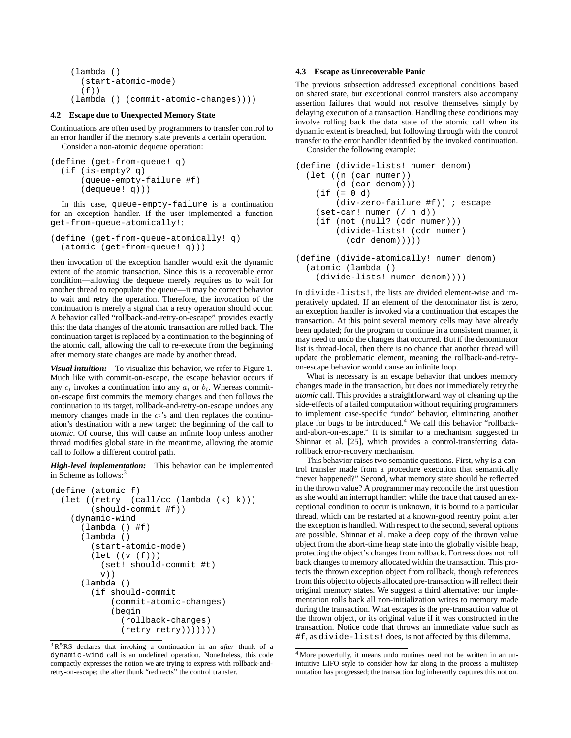```
    (lambda ()
      (start-atomic-mode)
      (f))
    (lambda () (commit-atomic-changes))))
```

### 4.2 Escape due to Unexpected Memory State

Continuations are often used by programmers to transfer control to an error handler if the memory state prevents a certain operation.

Consider a non-atomic dequeue operation:

```
(define (get-from-queue! q)
  (if (is-empty? q)
      (queue-empty-failure #f)
      (dequeue! q)))
```

In this case, queue-empty-failure is a continuation for an exception handler. If the user implemented a function get-from-queue-atomically!:

```
(define (get-from-queue-atomically! q)
  (atomic (get-from-queue! q)))
```

then invocation of the exception handler would exit the dynamic extent of the atomic transaction. Since this is a recoverable error condition—allowing the dequeue merely requires us to wait for another thread to repopulate the queue—it may be correct behavior to wait and retry the operation. Therefore, the invocation of the continuation is merely a signal that a retry operation should occur. A behavior called "rollback-and-retry-on-escape" provides exactly this: the data changes of the atomic transaction are rolled back. The continuation target is replaced by a continuation to the beginning of the atomic call, allowing the call to re-execute from the beginning after memory state changes are made by another thread.

***Visual intuition:*** To visualize this behavior, we refer to Figure 1. Much like with commit-on-escape, the escape behavior occurs if any $c_i$ invokes a continuation into any $a_i$ or $b_i$. Whereas commit-on-escape first commits the memory changes and then follows the continuation to its target, rollback-and-retry-on-escape undoes any memory changes made in the $c_i$'s and then replaces the continuation's destination with a new target: the beginning of the call to *atomic*. Of course, this will cause an infinite loop unless another thread modifies global state in the meantime, allowing the atomic call to follow a different control path.

***High-level implementation:*** This behavior can be implemented in Scheme as follows:[3]

```
(define (atomic f)
  (let ((retry  (call/cc (lambda (k) k)))
        (should-commit #f))
    (dynamic-wind
      (lambda () #f)
      (lambda ()
        (start-atomic-mode)
        (let ((v (f)))
          (set! should-commit #t)
          v))
      (lambda ()
        (if should-commit
            (commit-atomic-changes)
            (begin
              (rollback-changes)
              (retry retry)))))))
```

[3] $R^5$RS declares that invoking a continuation in an *after* thunk of a dynamic-wind call is an undefined operation. Nonetheless, this code compactly expresses the notion we are trying to express with rollback-and-retry-on-escape; the after thunk "redirects" the control transfer.

### 4.3 Escape as Unrecoverable Panic

The previous subsection addressed exceptional conditions based on shared state, but exceptional control transfers also accompany assertion failures that would not resolve themselves simply by delaying execution of a transaction. Handling these conditions may involve rolling back the data state of the atomic call when its dynamic extent is breached, but following through with the control transfer to the error handler identified by the invoked continuation.

Consider the following example:

```
(define (divide-lists! numer denom)
  (let ((n (car numer))
        (d (car denom)))
    (if (= 0 d)
        (div-zero-failure #f)) ; escape
    (set-car! numer (/ n d))
    (if (not (null? (cdr numer)))
        (divide-lists! (cdr numer)
          (cdr denom)))))

(define (divide-atomically! numer denom)
  (atomic (lambda ()
    (divide-lists! numer denom))))
```

In divide-lists!, the lists are divided element-wise and imperatively updated. If an element of the denominator list is zero, an exception handler is invoked via a continuation that escapes the transaction. At this point several memory cells may have already been updated; for the program to continue in a consistent manner, it may need to undo the changes that occurred. But if the denominator list is thread-local, then there is no chance that another thread will update the problematic element, meaning the rollback-and-retry-on-escape behavior would cause an infinite loop.

What is necessary is an escape behavior that undoes memory changes made in the transaction, but does not immediately retry the *atomic* call. This provides a straightforward way of cleaning up the side-effects of a failed computation without requiring programmers to implement case-specific "undo" behavior, eliminating another place for bugs to be introduced.[4] We call this behavior "rollback-and-abort-on-escape." It is similar to a mechanism suggested in Shinnar et al. [25], which provides a control-transferring data-rollback error-recovery mechanism.

This behavior raises two semantic questions. First, why is a control transfer made from a procedure execution that semantically "never happened?" Second, what memory state should be reflected in the thrown value? A programmer may reconcile the first question as she would an interrupt handler: while the trace that caused an exceptional condition to occur is unknown, it is bound to a particular thread, which can be restarted at a known-good reentry point after the exception is handled. With respect to the second, several options are possible. Shinnar et al. make a deep copy of the thrown value object from the abort-time heap state into the globally visible heap, protecting the object's changes from rollback. Fortress does not roll back changes to memory allocated within the transaction. This protects the thrown exception object from rollback, though references from this object to objects allocated pre-transaction will reflect their original memory states. We suggest a third alternative: our implementation rolls back all non-initialization writes to memory made during the transaction. What escapes is the pre-transaction value of the thrown object, or its original value if it was constructed in the transaction. Notice code that throws an immediate value such as #f, as divide-lists! does, is not affected by this dilemma.

[4] More powerfully, it means undo routines need not be written in an unintuitive LIFO style to consider how far along in the process a multistep mutation has progressed; the transaction log inherently captures this notion.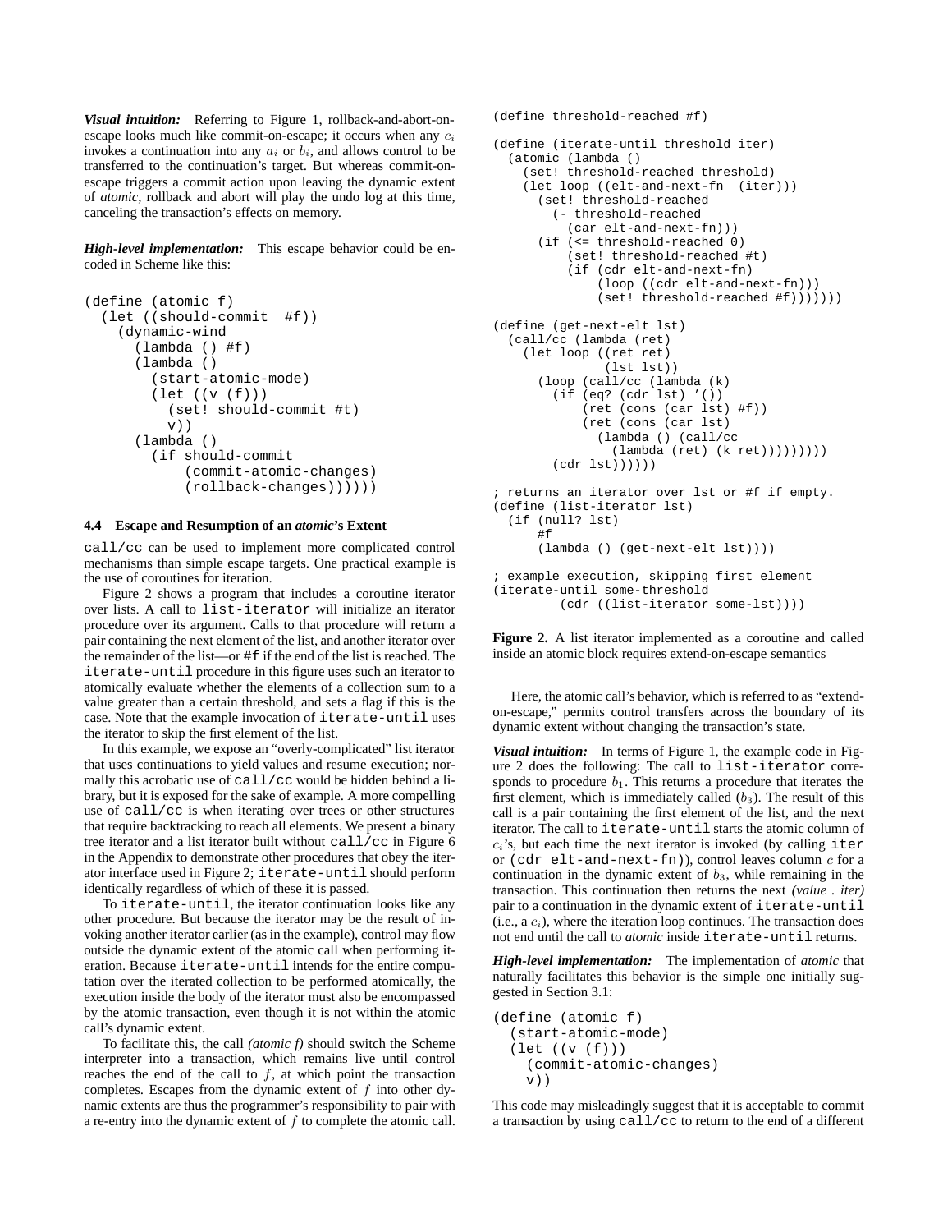***Visual intuition:*** Referring to Figure 1, rollback-and-abort-on-escape looks much like commit-on-escape; it occurs when any $c_i$ invokes a continuation into any $a_i$ or $b_i$, and allows control to be transferred to the continuation's target. But whereas commit-on-escape triggers a commit action upon leaving the dynamic extent of *atomic*, rollback and abort will play the undo log at this time, canceling the transaction's effects on memory.

***High-level implementation:*** This escape behavior could be encoded in Scheme like this:

```
(define (atomic f)
  (let ((should-commit  #f))
    (dynamic-wind
      (lambda () #f)
      (lambda ()
        (start-atomic-mode)
        (let ((v (f)))
          (set! should-commit #t)
          v))
      (lambda ()
        (if should-commit
            (commit-atomic-changes)
            (rollback-changes))))))
```

### 4.4 Escape and Resumption of an *atomic*'s Extent

`call/cc` can be used to implement more complicated control mechanisms than simple escape targets. One practical example is the use of coroutines for iteration.

Figure 2 shows a program that includes a coroutine iterator over lists. A call to `list-iterator` will initialize an iterator procedure over its argument. Calls to that procedure will return a pair containing the next element of the list, and another iterator over the remainder of the list—or `#f` if the end of the list is reached. The `iterate-until` procedure in this figure uses such an iterator to atomically evaluate whether the elements of a collection sum to a value greater than a certain threshold, and sets a flag if this is the case. Note that the example invocation of `iterate-until` uses the iterator to skip the first element of the list.

In this example, we expose an "overly-complicated" list iterator that uses continuations to yield values and resume execution; normally this acrobatic use of `call/cc` would be hidden behind a library, but it is exposed for the sake of example. A more compelling use of `call/cc` is when iterating over trees or other structures that require backtracking to reach all elements. We present a binary tree iterator and a list iterator built without `call/cc` in Figure 6 in the Appendix to demonstrate other procedures that obey the iterator interface used in Figure 2; `iterate-until` should perform identically regardless of which of these it is passed.

To `iterate-until`, the iterator continuation looks like any other procedure. But because the iterator may be the result of invoking another iterator earlier (as in the example), control may flow outside the dynamic extent of the atomic call when performing iteration. Because `iterate-until` intends for the entire computation over the iterated collection to be performed atomically, the execution inside the body of the iterator must also be encompassed by the atomic transaction, even though it is not within the atomic call's dynamic extent.

To facilitate this, the call *(atomic f)* should switch the Scheme interpreter into a transaction, which remains live until control reaches the end of the call to $f$, at which point the transaction completes. Escapes from the dynamic extent of $f$ into other dynamic extents are thus the programmer's responsibility to pair with a re-entry into the dynamic extent of $f$ to complete the atomic call.

```
(define threshold-reached #f)

(define (iterate-until threshold iter)
  (atomic (lambda ()
    (set! threshold-reached threshold)
    (let loop ((elt-and-next-fn  (iter)))
      (set! threshold-reached
        (- threshold-reached
          (car elt-and-next-fn)))
      (if (<= threshold-reached 0)
          (set! threshold-reached #t)
          (if (cdr elt-and-next-fn)
              (loop ((cdr elt-and-next-fn)))
              (set! threshold-reached #f)))))))

(define (get-next-elt lst)
  (call/cc (lambda (ret)
    (let loop ((ret ret)
               (lst lst))
      (loop (call/cc (lambda (k)
        (if (eq? (cdr lst) '())
            (ret (cons (car lst) #f))
            (ret (cons (car lst)
              (lambda () (call/cc
                (lambda (ret) (k ret)))))))))
        (cdr lst))))))

; returns an iterator over lst or #f if empty.
(define (list-iterator lst)
  (if (null? lst)
      #f
      (lambda () (get-next-elt lst))))

; example execution, skipping first element
(iterate-until some-threshold
         (cdr ((list-iterator some-lst))))
```

**Figure 2.** A list iterator implemented as a coroutine and called inside an atomic block requires extend-on-escape semantics

Here, the atomic call's behavior, which is referred to as "extend-on-escape," permits control transfers across the boundary of its dynamic extent without changing the transaction's state.

***Visual intuition:*** In terms of Figure 1, the example code in Figure 2 does the following: The call to `list-iterator` corresponds to procedure $b_1$. This returns a procedure that iterates the first element, which is immediately called ($b_3$). The result of this call is a pair containing the first element of the list, and the next iterator. The call to `iterate-until` starts the atomic column of $c_i$'s, but each time the next iterator is invoked (by calling `iter` or `(cdr elt-and-next-fn)`), control leaves column $c$ for a continuation in the dynamic extent of $b_3$, while remaining in the transaction. This continuation then returns the next *(value . iter)* pair to a continuation in the dynamic extent of `iterate-until` (i.e., a $c_i$), where the iteration loop continues. The transaction does not end until the call to *atomic* inside `iterate-until` returns.

***High-level implementation:*** The implementation of *atomic* that naturally facilitates this behavior is the simple one initially suggested in Section 3.1:

```
(define (atomic f)
  (start-atomic-mode)
  (let ((v (f)))
    (commit-atomic-changes)
    v))
```

This code may misleadingly suggest that it is acceptable to commit a transaction by using `call/cc` to return to the end of a different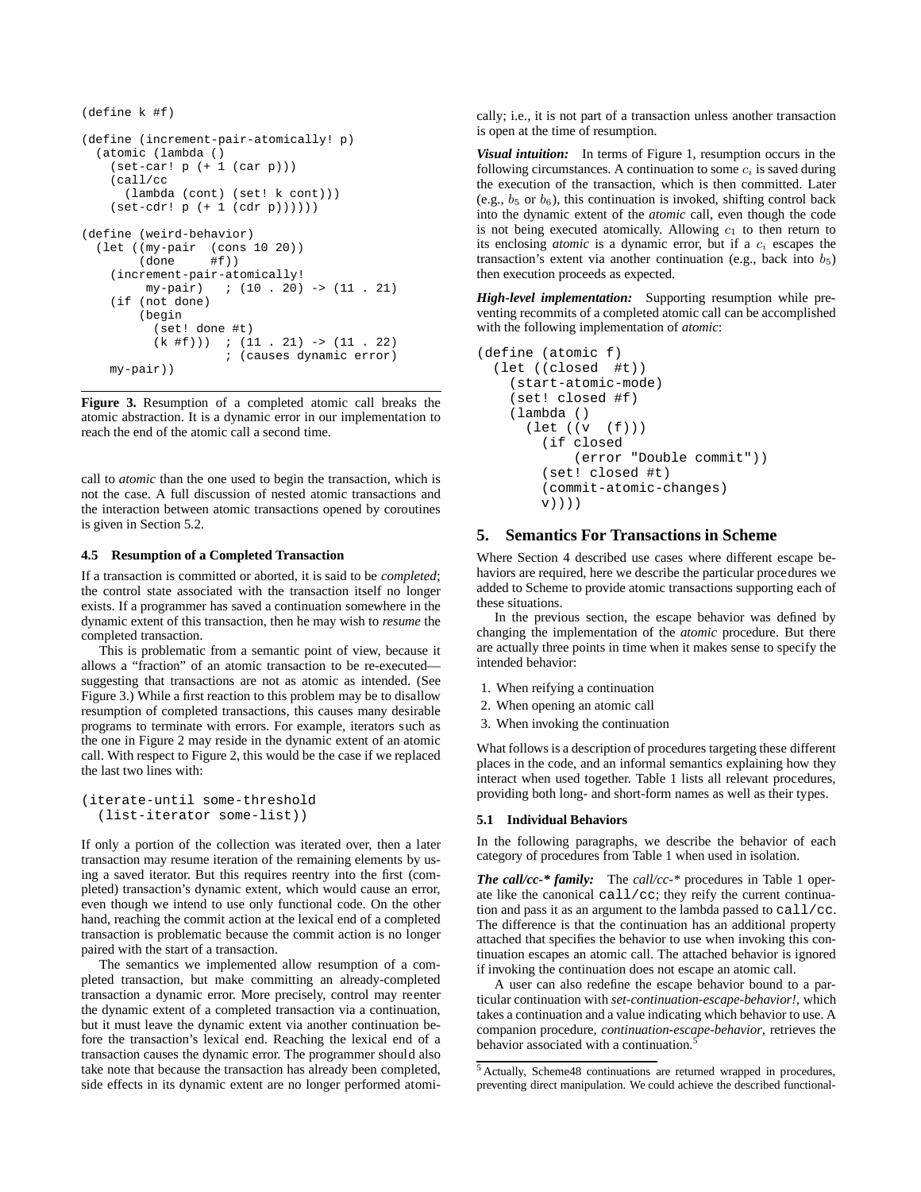```scheme
(define k #f)

(define (increment-pair-atomically! p)
  (atomic (lambda ()
    (set-car! p (+ 1 (car p)))
    (call/cc
      (lambda (cont) (set! k cont)))
    (set-cdr! p (+ 1 (cdr p))))))

(define (weird-behavior)
  (let ((my-pair  (cons 10 20))
        (done     #f))
    (increment-pair-atomically!
         my-pair)   ; (10 . 20) -> (11 . 21)
    (if (not done)
        (begin
          (set! done #t)
          (k #f)))  ; (11 . 21) -> (11 . 22)
                    ; (causes dynamic error)
    my-pair))
```

**Figure 3.** Resumption of a completed atomic call breaks the atomic abstraction. It is a dynamic error in our implementation to reach the end of the atomic call a second time.

call to *atomic* than the one used to begin the transaction, which is not the case. A full discussion of nested atomic transactions and the interaction between atomic transactions opened by coroutines is given in Section 5.2.

### 4.5 Resumption of a Completed Transaction

If a transaction is committed or aborted, it is said to be *completed*; the control state associated with the transaction itself no longer exists. If a programmer has saved a continuation somewhere in the dynamic extent of this transaction, then he may wish to *resume* the completed transaction.

This is problematic from a semantic point of view, because it allows a "fraction" of an atomic transaction to be re-executed—suggesting that transactions are not as atomic as intended. (See Figure 3.) While a first reaction to this problem may be to disallow resumption of completed transactions, this causes many desirable programs to terminate with errors. For example, iterators such as the one in Figure 2 may reside in the dynamic extent of an atomic call. With respect to Figure 2, this would be the case if we replaced the last two lines with:

```scheme
(iterate-until some-threshold
  (list-iterator some-list))
```

If only a portion of the collection was iterated over, then a later transaction may resume iteration of the remaining elements by using a saved iterator. But this requires reentry into the first (completed) transaction's dynamic extent, which would cause an error, even though we intend to use only functional code. On the other hand, reaching the commit action at the lexical end of a completed transaction is problematic because the commit action is no longer paired with the start of a transaction.

The semantics we implemented allow resumption of a completed transaction, but make committing an already-completed transaction a dynamic error. More precisely, control may reenter the dynamic extent of a completed transaction via a continuation, but it must leave the dynamic extent via another continuation before the transaction's lexical end. Reaching the lexical end of a transaction causes the dynamic error. The programmer should also take note that because the transaction has already been completed, side effects in its dynamic extent are no longer performed atomically; i.e., it is not part of a transaction unless another transaction is open at the time of resumption.

***Visual intuition:*** In terms of Figure 1, resumption occurs in the following circumstances. A continuation to some $c_i$ is saved during the execution of the transaction, which is then committed. Later (e.g., $b_5$ or $b_6$), this continuation is invoked, shifting control back into the dynamic extent of the *atomic* call, even though the code is not being executed atomically. Allowing $c_1$ to then return to its enclosing *atomic* is a dynamic error, but if a $c_i$ escapes the transaction's extent via another continuation (e.g., back into $b_5$) then execution proceeds as expected.

***High-level implementation:*** Supporting resumption while preventing recommits of a completed atomic call can be accomplished with the following implementation of *atomic*:

```scheme
(define (atomic f)
  (let ((closed  #t))
    (start-atomic-mode)
    (set! closed #f)
    (lambda ()
      (let ((v  (f)))
        (if closed
            (error "Double commit"))
        (set! closed #t)
        (commit-atomic-changes)
        v))))
```

## 5. Semantics For Transactions in Scheme

Where Section 4 described use cases where different escape behaviors are required, here we describe the particular procedures we added to Scheme to provide atomic transactions supporting each of these situations.

In the previous section, the escape behavior was defined by changing the implementation of the *atomic* procedure. But there are actually three points in time when it makes sense to specify the intended behavior:

1. When reifying a continuation
2. When opening an atomic call
3. When invoking the continuation

What follows is a description of procedures targeting these different places in the code, and an informal semantics explaining how they interact when used together. Table 1 lists all relevant procedures, providing both long- and short-form names as well as their types.

### 5.1 Individual Behaviors

In the following paragraphs, we describe the behavior of each category of procedures from Table 1 when used in isolation.

***The call/cc-\* family:*** The *call/cc-\** procedures in Table 1 operate like the canonical `call/cc`; they reify the current continuation and pass it as an argument to the lambda passed to `call/cc`. The difference is that the continuation has an additional property attached that specifies the behavior to use when invoking this continuation escapes an atomic call. The attached behavior is ignored if invoking the continuation does not escape an atomic call.

A user can also redefine the escape behavior bound to a particular continuation with *set-continuation-escape-behavior!*, which takes a continuation and a value indicating which behavior to use. A companion procedure, *continuation-escape-behavior*, retrieves the behavior associated with a continuation.[5]

[5] Actually, Scheme48 continuations are returned wrapped in procedures, preventing direct manipulation. We could achieve the described functional-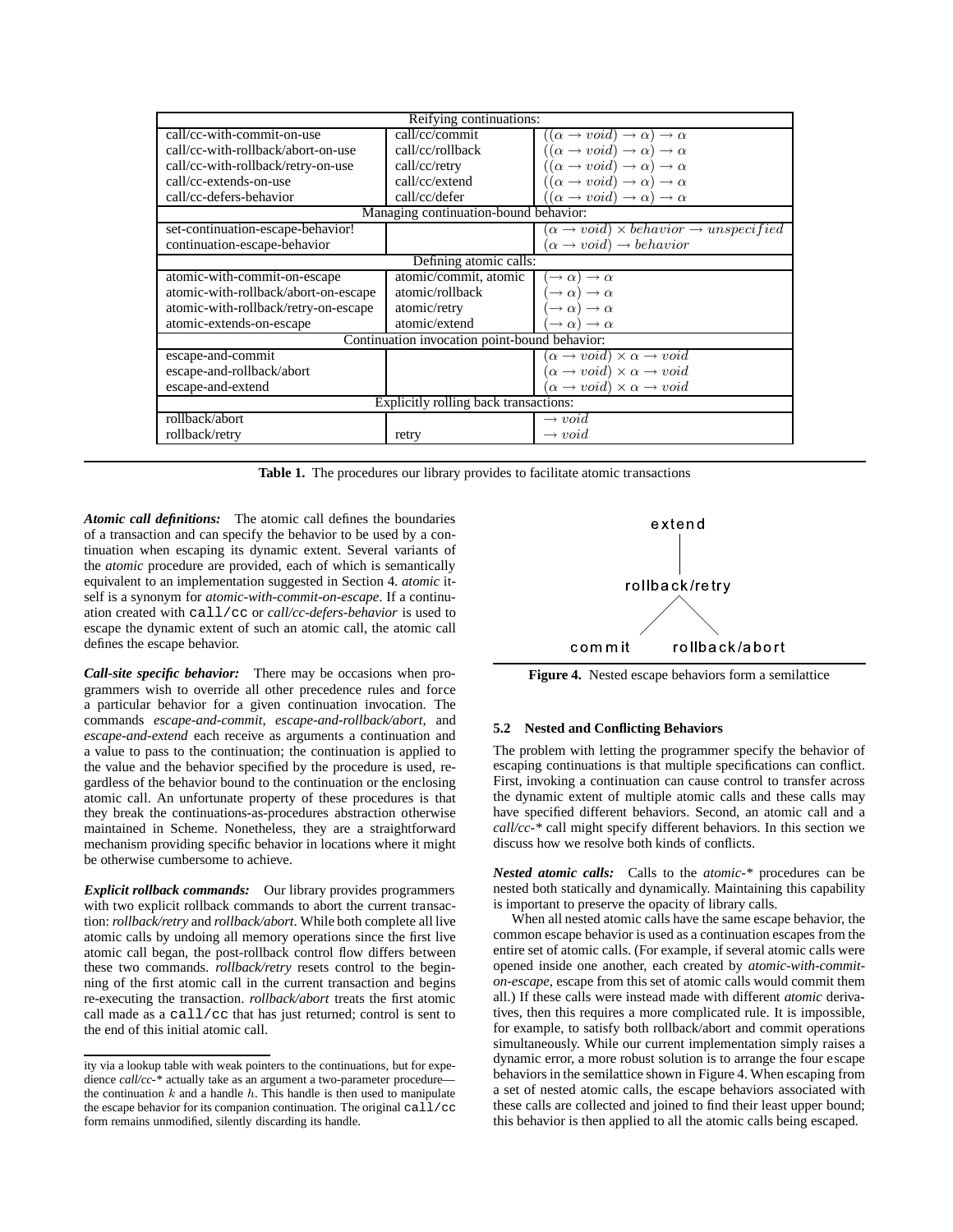| Reifying continuations: | | |
|---|---|---|
| call/cc-with-commit-on-use | call/cc/commit | $((\alpha \rightarrow void) \rightarrow \alpha) \rightarrow \alpha$ |
| call/cc-with-rollback/abort-on-use | call/cc/rollback | $((\alpha \rightarrow void) \rightarrow \alpha) \rightarrow \alpha$ |
| call/cc-with-rollback/retry-on-use | call/cc/retry | $((\alpha \rightarrow void) \rightarrow \alpha) \rightarrow \alpha$ |
| call/cc-extends-on-use | call/cc/extend | $((\alpha \rightarrow void) \rightarrow \alpha) \rightarrow \alpha$ |
| call/cc-defers-behavior | call/cc/defer | $((\alpha \rightarrow void) \rightarrow \alpha) \rightarrow \alpha$ |
| Managing continuation-bound behavior: | | |
| set-continuation-escape-behavior! | | $(\alpha \rightarrow void) \times behavior \rightarrow unspecified$ |
| continuation-escape-behavior | | $(\alpha \rightarrow void) \rightarrow behavior$ |
| Defining atomic calls: | | |
| atomic-with-commit-on-escape | atomic/commit, atomic | $(\rightarrow \alpha) \rightarrow \alpha$ |
| atomic-with-rollback/abort-on-escape | atomic/rollback | $(\rightarrow \alpha) \rightarrow \alpha$ |
| atomic-with-rollback/retry-on-escape | atomic/retry | $(\rightarrow \alpha) \rightarrow \alpha$ |
| atomic-extends-on-escape | atomic/extend | $(\rightarrow \alpha) \rightarrow \alpha$ |
| Continuation invocation point-bound behavior: | | |
| escape-and-commit | | $(\alpha \rightarrow void) \times \alpha \rightarrow void$ |
| escape-and-rollback/abort | | $(\alpha \rightarrow void) \times \alpha \rightarrow void$ |
| escape-and-extend | | $(\alpha \rightarrow void) \times \alpha \rightarrow void$ |
| Explicitly rolling back transactions: | | |
| rollback/abort | | $\rightarrow void$ |
| rollback/retry | retry | $\rightarrow void$ |

**Table 1.** The procedures our library provides to facilitate atomic transactions

***Atomic call definitions:*** The atomic call defines the boundaries of a transaction and can specify the behavior to be used by a continuation when escaping its dynamic extent. Several variants of the *atomic* procedure are provided, each of which is semantically equivalent to an implementation suggested in Section 4. *atomic* itself is a synonym for *atomic-with-commit-on-escape*. If a continuation created with `call/cc` or *call/cc-defers-behavior* is used to escape the dynamic extent of such an atomic call, the atomic call defines the escape behavior.

***Call-site specific behavior:*** There may be occasions when programmers wish to override all other precedence rules and force a particular behavior for a given continuation invocation. The commands *escape-and-commit*, *escape-and-rollback/abort*, and *escape-and-extend* each receive as arguments a continuation and a value to pass to the continuation; the continuation is applied to the value and the behavior specified by the procedure is used, regardless of the behavior bound to the continuation or the enclosing atomic call. An unfortunate property of these procedures is that they break the continuations-as-procedures abstraction otherwise maintained in Scheme. Nonetheless, they are a straightforward mechanism providing specific behavior in locations where it might be otherwise cumbersome to achieve.

***Explicit rollback commands:*** Our library provides programmers with two explicit rollback commands to abort the current transaction: *rollback/retry* and *rollback/abort*. While both complete all live atomic calls by undoing all memory operations since the first live atomic call began, the post-rollback control flow differs between these two commands. *rollback/retry* resets control to the beginning of the first atomic call in the current transaction and begins re-executing the transaction. *rollback/abort* treats the first atomic call made as a `call/cc` that has just returned; control is sent to the end of this initial atomic call.

ity via a lookup table with weak pointers to the continuations, but for expedience *call/cc-\** actually take as an argument a two-parameter procedure—the continuation $k$ and a handle $h$. This handle is then used to manipulate the escape behavior for its companion continuation. The original `call/cc` form remains unmodified, silently discarding its handle.

```
        extend
          |
    rollback/retry
       /      \
  commit    rollback/abort
```

**Figure 4.** Nested escape behaviors form a semilattice

### 5.2 Nested and Conflicting Behaviors

The problem with letting the programmer specify the behavior of escaping continuations is that multiple specifications can conflict. First, invoking a continuation can cause control to transfer across the dynamic extent of multiple atomic calls and these calls may have specified different behaviors. Second, an atomic call and a *call/cc-\** call might specify different behaviors. In this section we discuss how we resolve both kinds of conflicts.

***Nested atomic calls:*** Calls to the *atomic-\** procedures can be nested both statically and dynamically. Maintaining this capability is important to preserve the opacity of library calls.

When all nested atomic calls have the same escape behavior, the common escape behavior is used as a continuation escapes from the entire set of atomic calls. (For example, if several atomic calls were opened inside one another, each created by *atomic-with-commit-on-escape*, escape from this set of atomic calls would commit them all.) If these calls were instead made with different *atomic* derivatives, then this requires a more complicated rule. It is impossible, for example, to satisfy both rollback/abort and commit operations simultaneously. While our current implementation simply raises a dynamic error, a more robust solution is to arrange the four escape behaviors in the semilattice shown in Figure 4. When escaping from a set of nested atomic calls, the escape behaviors associated with these calls are collected and joined to find their least upper bound; this behavior is then applied to all the atomic calls being escaped.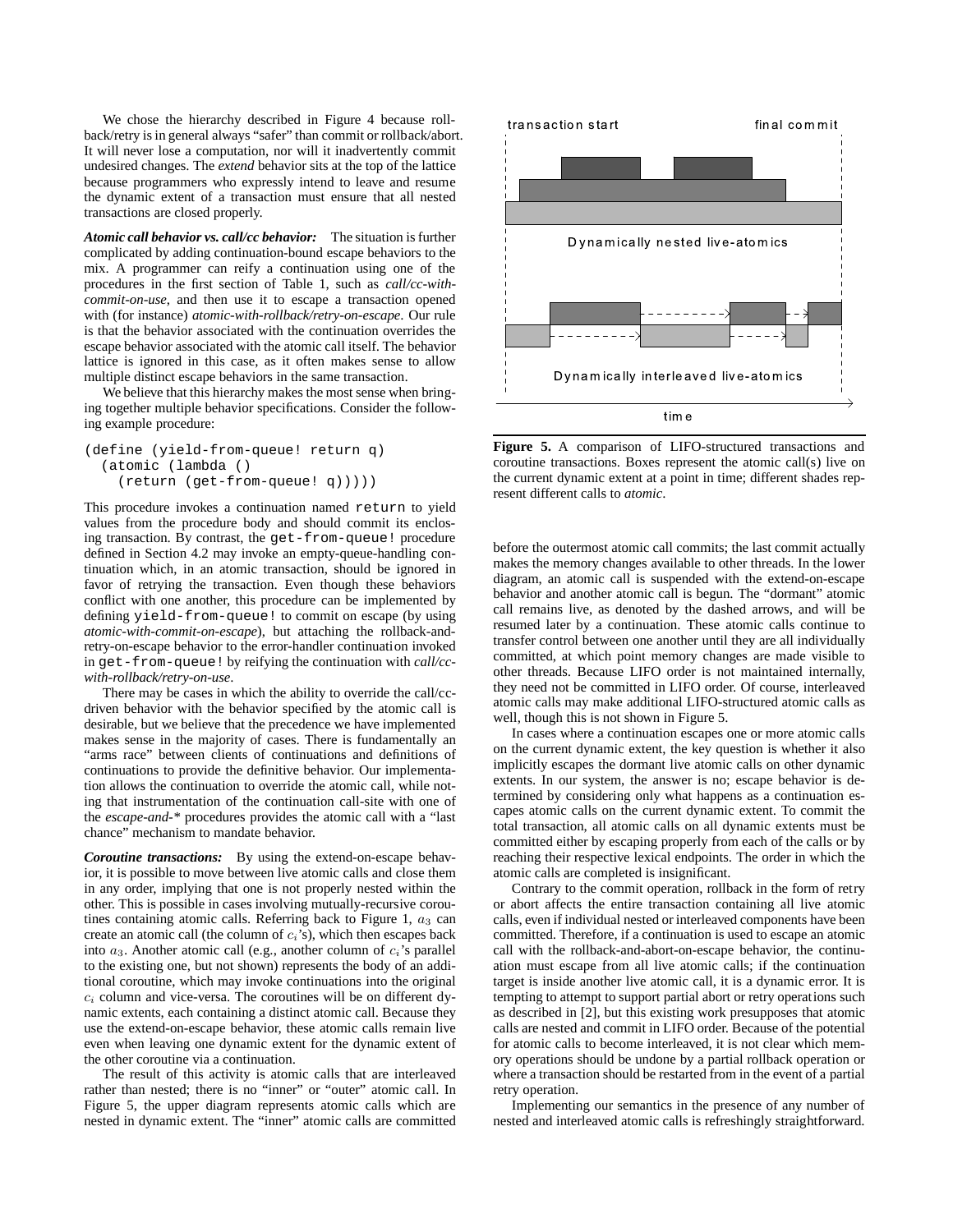We chose the hierarchy described in Figure 4 because rollback/retry is in general always "safer" than commit or rollback/abort. It will never lose a computation, nor will it inadvertently commit undesired changes. The *extend* behavior sits at the top of the lattice because programmers who expressly intend to leave and resume the dynamic extent of a transaction must ensure that all nested transactions are closed properly.

***Atomic call behavior vs. call/cc behavior:*** The situation is further complicated by adding continuation-bound escape behaviors to the mix. A programmer can reify a continuation using one of the procedures in the first section of Table 1, such as *call/cc-with-commit-on-use*, and then use it to escape a transaction opened with (for instance) *atomic-with-rollback/retry-on-escape*. Our rule is that the behavior associated with the continuation overrides the escape behavior associated with the atomic call itself. The behavior lattice is ignored in this case, as it often makes sense to allow multiple distinct escape behaviors in the same transaction.

We believe that this hierarchy makes the most sense when bringing together multiple behavior specifications. Consider the following example procedure:

```
(define (yield-from-queue! return q)
  (atomic (lambda ()
    (return (get-from-queue! q)))))
```

This procedure invokes a continuation named `return` to yield values from the procedure body and should commit its enclosing transaction. By contrast, the `get-from-queue!` procedure defined in Section 4.2 may invoke an empty-queue-handling continuation which, in an atomic transaction, should be ignored in favor of retrying the transaction. Even though these behaviors conflict with one another, this procedure can be implemented by defining `yield-from-queue!` to commit on escape (by using *atomic-with-commit-on-escape*), but attaching the rollback-and-retry-on-escape behavior to the error-handler continuation invoked in `get-from-queue!` by reifying the continuation with *call/cc-with-rollback/retry-on-use*.

There may be cases in which the ability to override the call/cc-driven behavior with the behavior specified by the atomic call is desirable, but we believe that the precedence we have implemented makes sense in the majority of cases. There is fundamentally an "arms race" between clients of continuations and definitions of continuations to provide the definitive behavior. Our implementation allows the continuation to override the atomic call, while noting that instrumentation of the continuation call-site with one of the *escape-and-\** procedures provides the atomic call with a "last chance" mechanism to mandate behavior.

***Coroutine transactions:*** By using the extend-on-escape behavior, it is possible to move between live atomic calls and close them in any order, implying that one is not properly nested within the other. This is possible in cases involving mutually-recursive coroutines containing atomic calls. Referring back to Figure 1, $a_3$ can create an atomic call (the column of $c_i$'s), which then escapes back into $a_3$. Another atomic call (e.g., another column of $c_i$'s parallel to the existing one, but not shown) represents the body of an additional coroutine, which may invoke continuations into the original $c_i$ column and vice-versa. The coroutines will be on different dynamic extents, each containing a distinct atomic call. Because they use the extend-on-escape behavior, these atomic calls remain live even when leaving one dynamic extent for the dynamic extent of the other coroutine via a continuation.

The result of this activity is atomic calls that are interleaved rather than nested; there is no "inner" or "outer" atomic call. In Figure 5, the upper diagram represents atomic calls which are nested in dynamic extent. The "inner" atomic calls are committed before the outermost atomic call commits; the last commit actually makes the memory changes available to other threads. In the lower diagram, an atomic call is suspended with the extend-on-escape behavior and another atomic call is begun. The "dormant" atomic call remains live, as denoted by the dashed arrows, and will be resumed later by a continuation. These atomic calls continue to transfer control between one another until they are all individually committed, at which point memory changes are made visible to other threads. Because LIFO order is not maintained internally, they need not be committed in LIFO order. Of course, interleaved atomic calls may make additional LIFO-structured atomic calls as well, though this is not shown in Figure 5.

**Figure 5.** A comparison of LIFO-structured transactions and coroutine transactions. Boxes represent the atomic call(s) live on the current dynamic extent at a point in time; different shades represent different calls to *atomic*.

In cases where a continuation escapes one or more atomic calls on the current dynamic extent, the key question is whether it also implicitly escapes the dormant live atomic calls on other dynamic extents. In our system, the answer is no; escape behavior is determined by considering only what happens as a continuation escapes atomic calls on the current dynamic extent. To commit the total transaction, all atomic calls on all dynamic extents must be committed either by escaping properly from each of the calls or by reaching their respective lexical endpoints. The order in which the atomic calls are completed is insignificant.

Contrary to the commit operation, rollback in the form of retry or abort affects the entire transaction containing all live atomic calls, even if individual nested or interleaved components have been committed. Therefore, if a continuation is used to escape an atomic call with the rollback-and-abort-on-escape behavior, the continuation must escape from all live atomic calls; if the continuation target is inside another live atomic call, it is a dynamic error. It is tempting to attempt to support partial abort or retry operations such as described in [2], but this existing work presupposes that atomic calls are nested and commit in LIFO order. Because of the potential for atomic calls to become interleaved, it is not clear which memory operations should be undone by a partial rollback operation or where a transaction should be restarted from in the event of a partial retry operation.

Implementing our semantics in the presence of any number of nested and interleaved atomic calls is refreshingly straightforward.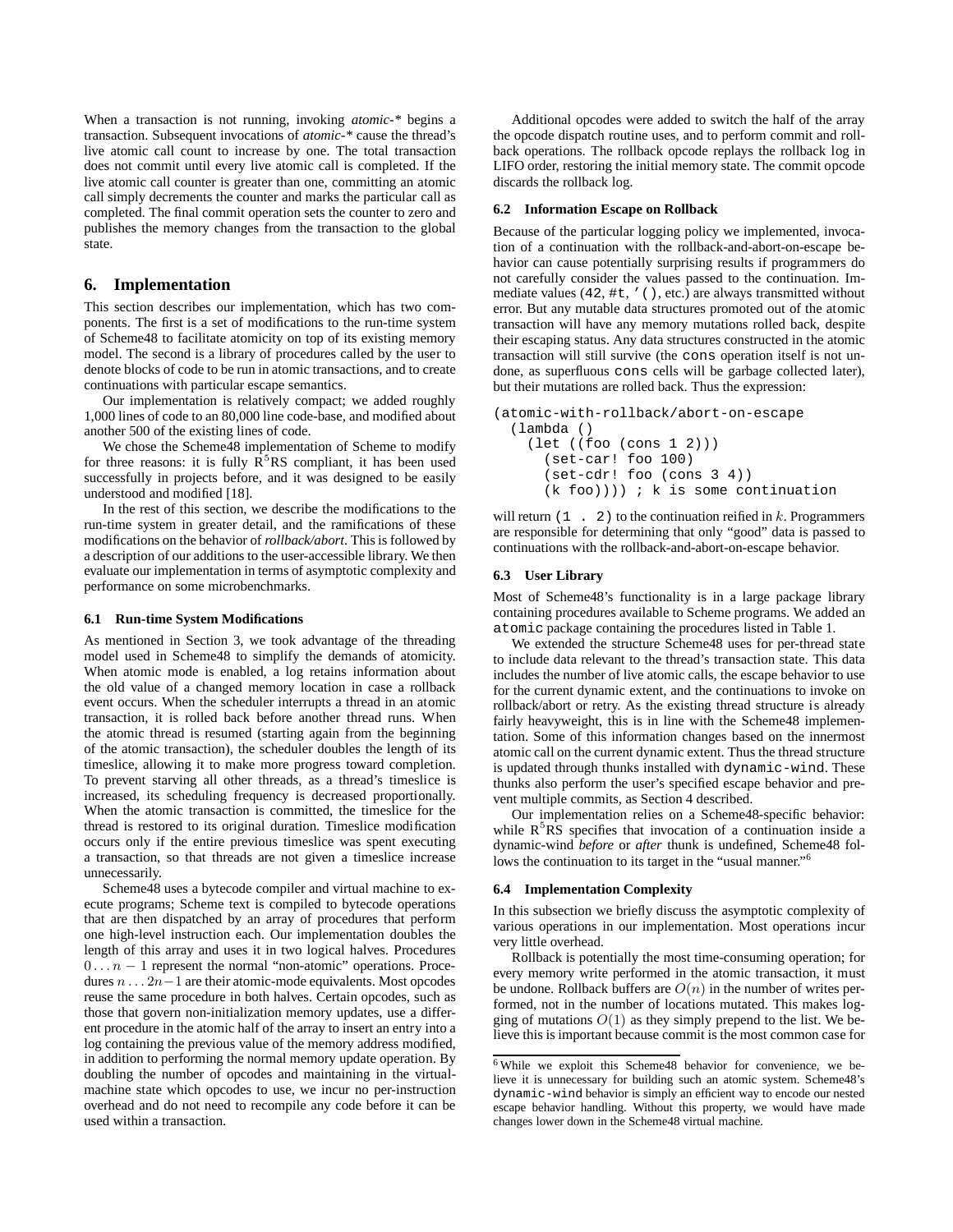When a transaction is not running, invoking *atomic-\** begins a transaction. Subsequent invocations of *atomic-\** cause the thread's live atomic call count to increase by one. The total transaction does not commit until every live atomic call is completed. If the live atomic call counter is greater than one, committing an atomic call simply decrements the counter and marks the particular call as completed. The final commit operation sets the counter to zero and publishes the memory changes from the transaction to the global state.

## 6. Implementation

This section describes our implementation, which has two components. The first is a set of modifications to the run-time system of Scheme48 to facilitate atomicity on top of its existing memory model. The second is a library of procedures called by the user to denote blocks of code to be run in atomic transactions, and to create continuations with particular escape semantics.

Our implementation is relatively compact; we added roughly 1,000 lines of code to an 80,000 line code-base, and modified about another 500 of the existing lines of code.

We chose the Scheme48 implementation of Scheme to modify for three reasons: it is fully $R^5RS$ compliant, it has been used successfully in projects before, and it was designed to be easily understood and modified [18].

In the rest of this section, we describe the modifications to the run-time system in greater detail, and the ramifications of these modifications on the behavior of *rollback/abort*. This is followed by a description of our additions to the user-accessible library. We then evaluate our implementation in terms of asymptotic complexity and performance on some microbenchmarks.

### 6.1 Run-time System Modifications

As mentioned in Section 3, we took advantage of the threading model used in Scheme48 to simplify the demands of atomicity. When atomic mode is enabled, a log retains information about the old value of a changed memory location in case a rollback event occurs. When the scheduler interrupts a thread in an atomic transaction, it is rolled back before another thread runs. When the atomic thread is resumed (starting again from the beginning of the atomic transaction), the scheduler doubles the length of its timeslice, allowing it to make more progress toward completion. To prevent starving all other threads, as a thread's timeslice is increased, its scheduling frequency is decreased proportionally. When the atomic transaction is committed, the timeslice for the thread is restored to its original duration. Timeslice modification occurs only if the entire previous timeslice was spent executing a transaction, so that threads are not given a timeslice increase unnecessarily.

Scheme48 uses a bytecode compiler and virtual machine to execute programs; Scheme text is compiled to bytecode operations that are then dispatched by an array of procedures that perform one high-level instruction each. Our implementation doubles the length of this array and uses it in two logical halves. Procedures $0 \ldots n-1$ represent the normal "non-atomic" operations. Procedures $n \ldots 2n-1$ are their atomic-mode equivalents. Most opcodes reuse the same procedure in both halves. Certain opcodes, such as those that govern non-initialization memory updates, use a different procedure in the atomic half of the array to insert an entry into a log containing the previous value of the memory address modified, in addition to performing the normal memory update operation. By doubling the number of opcodes and maintaining in the virtual-machine state which opcodes to use, we incur no per-instruction overhead and do not need to recompile any code before it can be used within a transaction.

Additional opcodes were added to switch the half of the array the opcode dispatch routine uses, and to perform commit and rollback operations. The rollback opcode replays the rollback log in LIFO order, restoring the initial memory state. The commit opcode discards the rollback log.

### 6.2 Information Escape on Rollback

Because of the particular logging policy we implemented, invocation of a continuation with the rollback-and-abort-on-escape behavior can cause potentially surprising results if programmers do not carefully consider the values passed to the continuation. Immediate values (`42`, `#t`, `'()`, etc.) are always transmitted without error. But any mutable data structures promoted out of the atomic transaction will have any memory mutations rolled back, despite their escaping status. Any data structures constructed in the atomic transaction will still survive (the `cons` operation itself is not undone, as superfluous `cons` cells will be garbage collected later), but their mutations are rolled back. Thus the expression:

```
(atomic-with-rollback/abort-on-escape
  (lambda ()
    (let ((foo (cons 1 2)))
      (set-car! foo 100)
      (set-cdr! foo (cons 3 4))
      (k foo)))) ; k is some continuation
```

will return `(1 . 2)` to the continuation reified in $k$. Programmers are responsible for determining that only "good" data is passed to continuations with the rollback-and-abort-on-escape behavior.

### 6.3 User Library

Most of Scheme48's functionality is in a large package library containing procedures available to Scheme programs. We added an `atomic` package containing the procedures listed in Table 1.

We extended the structure Scheme48 uses for per-thread state to include data relevant to the thread's transaction state. This data includes the number of live atomic calls, the escape behavior to use for the current dynamic extent, and the continuations to invoke on rollback/abort or retry. As the existing thread structure is already fairly heavyweight, this is in line with the Scheme48 implementation. Some of this information changes based on the innermost atomic call on the current dynamic extent. Thus the thread structure is updated through thunks installed with `dynamic-wind`. These thunks also perform the user's specified escape behavior and prevent multiple commits, as Section 4 described.

Our implementation relies on a Scheme48-specific behavior: while $R^5RS$ specifies that invocation of a continuation inside a dynamic-wind *before* or *after* thunk is undefined, Scheme48 follows the continuation to its target in the "usual manner."[6]

### 6.4 Implementation Complexity

In this subsection we briefly discuss the asymptotic complexity of various operations in our implementation. Most operations incur very little overhead.

Rollback is potentially the most time-consuming operation; for every memory write performed in the atomic transaction, it must be undone. Rollback buffers are $O(n)$ in the number of writes performed, not in the number of locations mutated. This makes logging of mutations $O(1)$ as they simply prepend to the list. We believe this is important because commit is the most common case for

[6] While we exploit this Scheme48 behavior for convenience, we believe it is unnecessary for building such an atomic system. Scheme48's `dynamic-wind` behavior is simply an efficient way to encode our nested escape behavior handling. Without this property, we would have made changes lower down in the Scheme48 virtual machine.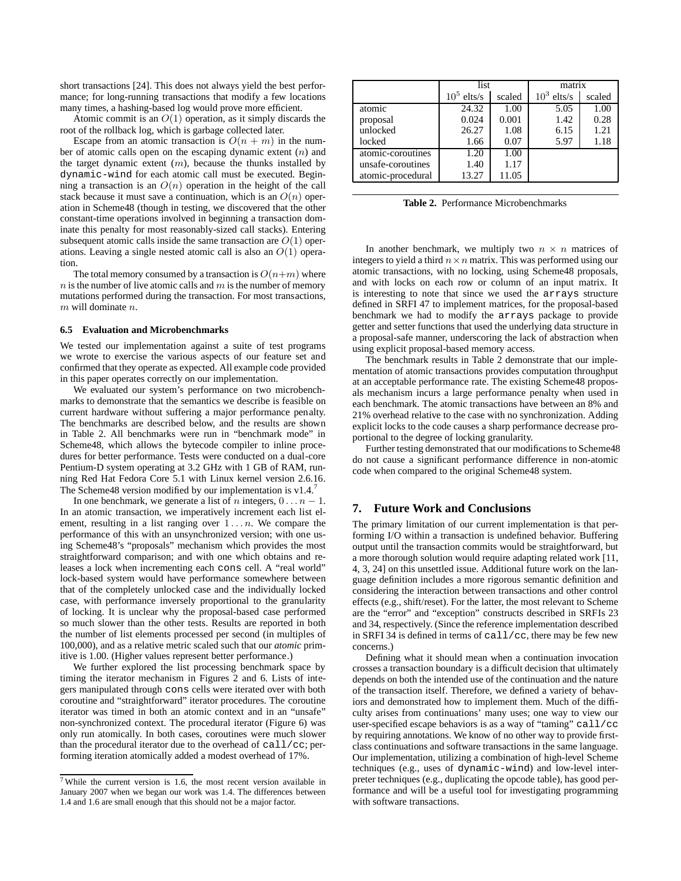short transactions [24]. This does not always yield the best performance; for long-running transactions that modify a few locations many times, a hashing-based log would prove more efficient.

Atomic commit is an $O(1)$ operation, as it simply discards the root of the rollback log, which is garbage collected later.

Escape from an atomic transaction is $O(n + m)$ in the number of atomic calls open on the escaping dynamic extent ($n$) and the target dynamic extent ($m$), because the thunks installed by `dynamic-wind` for each atomic call must be executed. Beginning a transaction is an $O(n)$ operation in the height of the call stack because it must save a continuation, which is an $O(n)$ operation in Scheme48 (though in testing, we discovered that the other constant-time operations involved in beginning a transaction dominate this penalty for most reasonably-sized call stacks). Entering subsequent atomic calls inside the same transaction are $O(1)$ operations. Leaving a single nested atomic call is also an $O(1)$ operation.

The total memory consumed by a transaction is $O(n+m)$ where $n$ is the number of live atomic calls and $m$ is the number of memory mutations performed during the transaction. For most transactions, $m$ will dominate $n$.

### 6.5 Evaluation and Microbenchmarks

We tested our implementation against a suite of test programs we wrote to exercise the various aspects of our feature set and confirmed that they operate as expected. All example code provided in this paper operates correctly on our implementation.

We evaluated our system's performance on two microbenchmarks to demonstrate that the semantics we describe is feasible on current hardware without suffering a major performance penalty. The benchmarks are described below, and the results are shown in Table 2. All benchmarks were run in "benchmark mode" in Scheme48, which allows the bytecode compiler to inline procedures for better performance. Tests were conducted on a dual-core Pentium-D system operating at 3.2 GHz with 1 GB of RAM, running Red Hat Fedora Core 5.1 with Linux kernel version 2.6.16. The Scheme48 version modified by our implementation is v1.4.[7]

In one benchmark, we generate a list of $n$ integers, $0 \ldots n-1$. In an atomic transaction, we imperatively increment each list element, resulting in a list ranging over $1 \ldots n$. We compare the performance of this with an unsynchronized version; with one using Scheme48's "proposals" mechanism which provides the most straightforward comparison; and with one which obtains and releases a lock when incrementing each `cons` cell. A "real world" lock-based system would have performance somewhere between that of the completely unlocked case and the individually locked case, with performance inversely proportional to the granularity of locking. It is unclear why the proposal-based case performed so much slower than the other tests. Results are reported in both the number of list elements processed per second (in multiples of 100,000), and as a relative metric scaled such that our *atomic* primitive is 1.00. (Higher values represent better performance.)

We further explored the list processing benchmark space by timing the iterator mechanism in Figures 2 and 6. Lists of integers manipulated through `cons` cells were iterated over with both coroutine and "straightforward" iterator procedures. The coroutine iterator was timed in both an atomic context and in an "unsafe" non-synchronized context. The procedural iterator (Figure 6) was only run atomically. In both cases, coroutines were much slower than the procedural iterator due to the overhead of `call/cc`; performing iteration atomically added a modest overhead of 17%.

[7] While the current version is 1.6, the most recent version available in January 2007 when we began our work was 1.4. The differences between 1.4 and 1.6 are small enough that this should not be a major factor.

| | list | | matrix | |
|---|---|---|---|---|
| | $10^5$ elts/s | scaled | $10^3$ elts/s | scaled |
| atomic | 24.32 | 1.00 | 5.05 | 1.00 |
| proposal | 0.024 | 0.001 | 1.42 | 0.28 |
| unlocked | 26.27 | 1.08 | 6.15 | 1.21 |
| locked | 1.66 | 0.07 | 5.97 | 1.18 |
| atomic-coroutines | 1.20 | 1.00 | | |
| unsafe-coroutines | 1.40 | 1.17 | | |
| atomic-procedural | 13.27 | 11.05 | | |

**Table 2.** Performance Microbenchmarks

In another benchmark, we multiply two $n \times n$ matrices of integers to yield a third $n \times n$ matrix. This was performed using our atomic transactions, with no locking, using Scheme48 proposals, and with locks on each row or column of an input matrix. It is interesting to note that since we used the `arrays` structure defined in SRFI 47 to implement matrices, for the proposal-based benchmark we had to modify the `arrays` package to provide getter and setter functions that used the underlying data structure in a proposal-safe manner, underscoring the lack of abstraction when using explicit proposal-based memory access.

The benchmark results in Table 2 demonstrate that our implementation of atomic transactions provides computation throughput at an acceptable performance rate. The existing Scheme48 proposals mechanism incurs a large performance penalty when used in each benchmark. The atomic transactions have between an 8% and 21% overhead relative to the case with no synchronization. Adding explicit locks to the code causes a sharp performance decrease proportional to the degree of locking granularity.

Further testing demonstrated that our modifications to Scheme48 do not cause a significant performance difference in non-atomic code when compared to the original Scheme48 system.

## 7. Future Work and Conclusions

The primary limitation of our current implementation is that performing I/O within a transaction is undefined behavior. Buffering output until the transaction commits would be straightforward, but a more thorough solution would require adapting related work [11, 4, 3, 24] on this unsettled issue. Additional future work on the language definition includes a more rigorous semantic definition and considering the interaction between transactions and other control effects (e.g., shift/reset). For the latter, the most relevant to Scheme are the "error" and "exception" constructs described in SRFIs 23 and 34, respectively. (Since the reference implementation described in SRFI 34 is defined in terms of `call/cc`, there may be few new concerns.)

Defining what it should mean when a continuation invocation crosses a transaction boundary is a difficult decision that ultimately depends on both the intended use of the continuation and the nature of the transaction itself. Therefore, we defined a variety of behaviors and demonstrated how to implement them. Much of the difficulty arises from continuations' many uses; one way to view our user-specified escape behaviors is as a way of "taming" `call/cc` by requiring annotations. We know of no other way to provide first-class continuations and software transactions in the same language. Our implementation, utilizing a combination of high-level Scheme techniques (e.g., uses of `dynamic-wind`) and low-level interpreter techniques (e.g., duplicating the opcode table), has good performance and will be a useful tool for investigating programming with software transactions.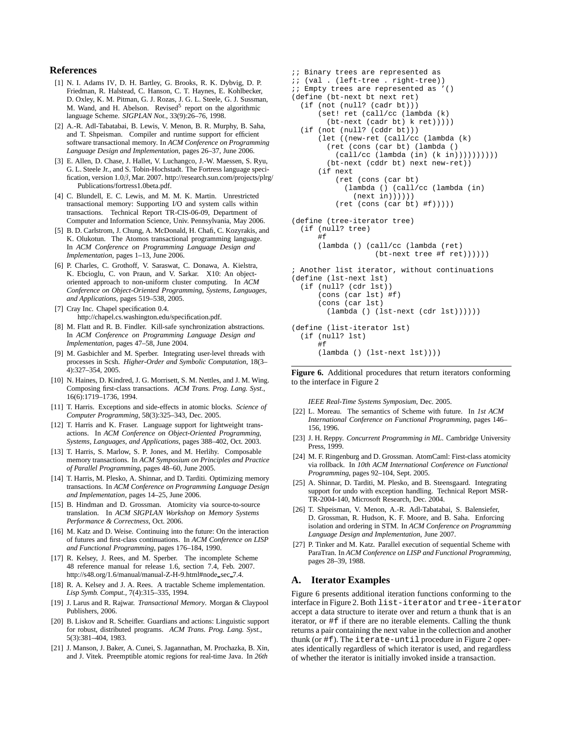## References

[1] N. I. Adams IV, D. H. Bartley, G. Brooks, R. K. Dybvig, D. P. Friedman, R. Halstead, C. Hanson, C. T. Haynes, E. Kohlbecker, D. Oxley, K. M. Pitman, G. J. Rozas, J. G. L. Steele, G. J. Sussman, M. Wand, and H. Abelson. Revised[5] report on the algorithmic language Scheme. *SIGPLAN Not.*, 33(9):26–76, 1998.

[2] A.-R. Adl-Tabatabai, B. Lewis, V. Menon, B. R. Murphy, B. Saha, and T. Shpeisman. Compiler and runtime support for efficient software transactional memory. In *ACM Conference on Programming Language Design and Implementation*, pages 26–37, June 2006.

[3] E. Allen, D. Chase, J. Hallet, V. Luchangco, J.-W. Maessen, S. Ryu, G. L. Steele Jr., and S. Tobin-Hochstadt. The Fortress language specification, version 1.0$\beta$, Mar. 2007. http://research.sun.com/projects/plrg/Publications/fortress1.0beta.pdf.

[4] C. Blundell, E. C. Lewis, and M. M. K. Martin. Unrestricted transactional memory: Supporting I/O and system calls within transactions. Technical Report TR-CIS-06-09, Department of Computer and Information Science, Univ. Pennsylvania, May 2006.

[5] B. D. Carlstrom, J. Chung, A. McDonald, H. Chafi, C. Kozyrakis, and K. Olukotun. The Atomos transactional programming language. In *ACM Conference on Programming Language Design and Implementation*, pages 1–13, June 2006.

[6] P. Charles, C. Grothoff, V. Saraswat, C. Donawa, A. Kielstra, K. Ebcioglu, C. von Praun, and V. Sarkar. X10: An object-oriented approach to non-uniform cluster computing. In *ACM Conference on Object-Oriented Programming, Systems, Languages, and Applications*, pages 519–538, 2005.

[7] Cray Inc. Chapel specification 0.4. http://chapel.cs.washington.edu/specification.pdf.

[8] M. Flatt and R. B. Findler. Kill-safe synchronization abstractions. In *ACM Conference on Programming Language Design and Implementation*, pages 47–58, June 2004.

[9] M. Gasbichler and M. Sperber. Integrating user-level threads with processes in Scsh. *Higher-Order and Symbolic Computation*, 18(3–4):327–354, 2005.

[10] N. Haines, D. Kindred, J. G. Morrisett, S. M. Nettles, and J. M. Wing. Composing first-class transactions. *ACM Trans. Prog. Lang. Syst.*, 16(6):1719–1736, 1994.

[11] T. Harris. Exceptions and side-effects in atomic blocks. *Science of Computer Programming*, 58(3):325–343, Dec. 2005.

[12] T. Harris and K. Fraser. Language support for lightweight transactions. In *ACM Conference on Object-Oriented Programming, Systems, Languages, and Applications*, pages 388–402, Oct. 2003.

[13] T. Harris, S. Marlow, S. P. Jones, and M. Herlihy. Composable memory transactions. In *ACM Symposium on Principles and Practice of Parallel Programming*, pages 48–60, June 2005.

[14] T. Harris, M. Plesko, A. Shinnar, and D. Tarditi. Optimizing memory transactions. In *ACM Conference on Programming Language Design and Implementation*, pages 14–25, June 2006.

[15] B. Hindman and D. Grossman. Atomicity via source-to-source translation. In *ACM SIGPLAN Workshop on Memory Systems Performance & Correctness*, Oct. 2006.

[16] M. Katz and D. Weise. Continuing into the future: On the interaction of futures and first-class continuations. In *ACM Conference on LISP and Functional Programming*, pages 176–184, 1990.

[17] R. Kelsey, J. Rees, and M. Sperber. The incomplete Scheme 48 reference manual for release 1.6, section 7.4, Feb. 2007. http://s48.org/1.6/manual/manual-Z-H-9.html#node_sec_7.4.

[18] R. A. Kelsey and J. A. Rees. A tractable Scheme implementation. *Lisp Symb. Comput.*, 7(4):315–335, 1994.

[19] J. Larus and R. Rajwar. *Transactional Memory*. Morgan & Claypool Publishers, 2006.

[20] B. Liskov and R. Scheifler. Guardians and actions: Linguistic support for robust, distributed programs. *ACM Trans. Prog. Lang. Syst.*, 5(3):381–404, 1983.

[21] J. Manson, J. Baker, A. Cunei, S. Jagannathan, M. Prochazka, B. Xin, and J. Vitek. Preemptible atomic regions for real-time Java. In *26th IEEE Real-Time Systems Symposium*, Dec. 2005.

[22] L. Moreau. The semantics of Scheme with future. In *1st ACM International Conference on Functional Programming*, pages 146–156, 1996.

[23] J. H. Reppy. *Concurrent Programming in ML*. Cambridge University Press, 1999.

[24] M. F. Ringenburg and D. Grossman. AtomCaml: First-class atomicity via rollback. In *10th ACM International Conference on Functional Programming*, pages 92–104, Sept. 2005.

[25] A. Shinnar, D. Tarditi, M. Plesko, and B. Steensgaard. Integrating support for undo with exception handling. Technical Report MSR-TR-2004-140, Microsoft Research, Dec. 2004.

[26] T. Shpeisman, V. Menon, A.-R. Adl-Tabatabai, S. Balensiefer, D. Grossman, R. Hudson, K. F. Moore, and B. Saha. Enforcing isolation and ordering in STM. In *ACM Conference on Programming Language Design and Implementation*, June 2007.

[27] P. Tinker and M. Katz. Parallel execution of sequential Scheme with ParaTran. In *ACM Conference on LISP and Functional Programming*, pages 28–39, 1988.

```
;; Binary trees are represented as
;; (val . (left-tree . right-tree))
;; Empty trees are represented as '()
(define (bt-next bt next ret)
  (if (not (null? (cadr bt)))
      (set! ret (call/cc (lambda (k)
        (bt-next (cadr bt) k ret)))))
  (if (not (null? (cddr bt)))
      (let ((new-ret (call/cc (lambda (k)
        (ret (cons (car bt) (lambda ()
          (call/cc (lambda (in) (k in))))))))))
        (bt-next (cddr bt) next new-ret))
      (if next
          (ret (cons (car bt)
            (lambda () (call/cc (lambda (in)
              (next in))))))
          (ret (cons (car bt) #f)))))

(define (tree-iterator tree)
  (if (null? tree)
      #f
      (lambda () (call/cc (lambda (ret)
                   (bt-next tree #f ret))))))

; Another list iterator, without continuations
(define (lst-next lst)
  (if (null? (cdr lst))
      (cons (car lst) #f)
      (cons (car lst)
        (lambda () (lst-next (cdr lst))))))

(define (list-iterator lst)
  (if (null? lst)
      #f
      (lambda () (lst-next lst))))
```

**Figure 6.** Additional procedures that return iterators conforming to the interface in Figure 2

## A. Iterator Examples

Figure 6 presents additional iteration functions conforming to the interface in Figure 2. Both `list-iterator` and `tree-iterator` accept a data structure to iterate over and return a thunk that is an iterator, or `#f` if there are no iterable elements. Calling the thunk returns a pair containing the next value in the collection and another thunk (or `#f`). The `iterate-until` procedure in Figure 2 operates identically regardless of which iterator is used, and regardless of whether the iterator is initially invoked inside a transaction.